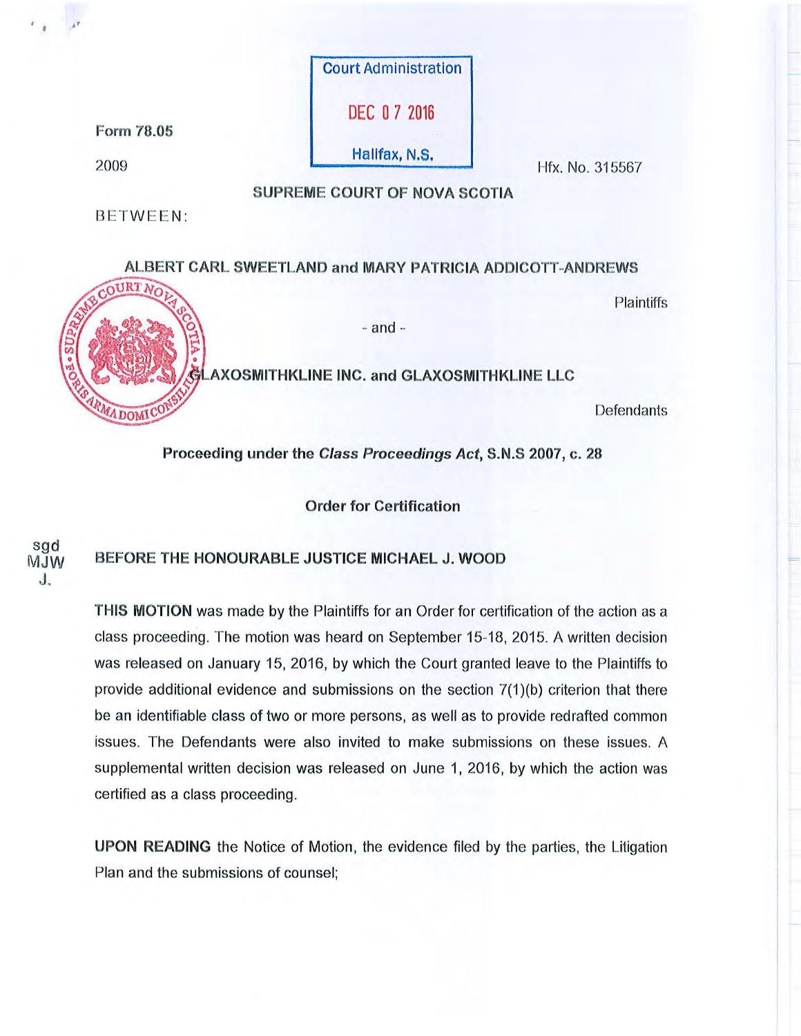Court Administration

DEC 07 2016

Halifax, N.S.

Form 78.05

2009

Hfx. No. 315567

**SUPREME COURT OF NOVA SCOTIA**

BETWEEN:

**ALBERT CARL SWEETLAND and MARY PATRICIA ADDICOTT-ANDREWS**

Plaintiffs

- and -

**GLAXOSMITHKLINE INC. and GLAXOSMITHKLINE LLC**

Defendants

**Proceeding under the *Class Proceedings Act*, S.N.S 2007, c. 28**

**Order for Certification**

sgd
MJW
J.

**BEFORE THE HONOURABLE JUSTICE MICHAEL J. WOOD**

**THIS MOTION** was made by the Plaintiffs for an Order for certification of the action as a class proceeding. The motion was heard on September 15-18, 2015. A written decision was released on January 15, 2016, by which the Court granted leave to the Plaintiffs to provide additional evidence and submissions on the section 7(1)(b) criterion that there be an identifiable class of two or more persons, as well as to provide redrafted common issues. The Defendants were also invited to make submissions on these issues. A supplemental written decision was released on June 1, 2016, by which the action was certified as a class proceeding.

**UPON READING** the Notice of Motion, the evidence filed by the parties, the Litigation Plan and the submissions of counsel;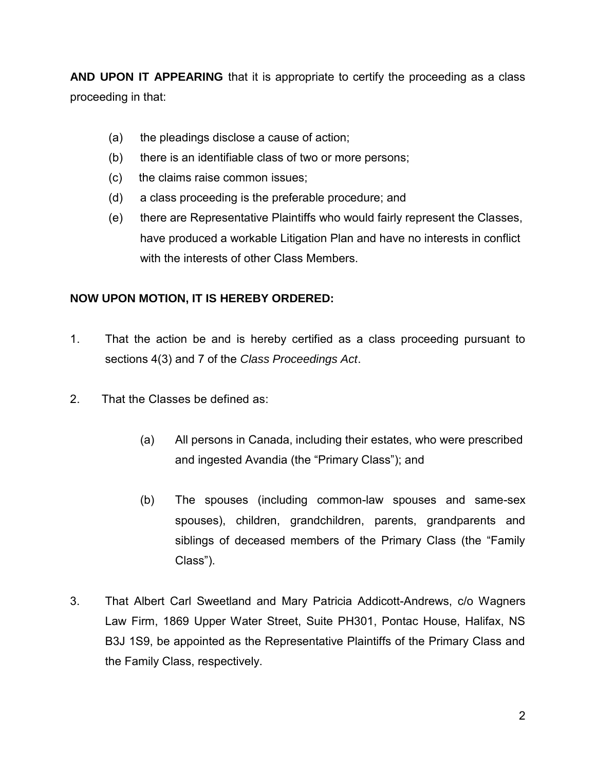**AND UPON IT APPEARING** that it is appropriate to certify the proceeding as a class proceeding in that:

(a) the pleadings disclose a cause of action;

(b) there is an identifiable class of two or more persons;

(c) the claims raise common issues;

(d) a class proceeding is the preferable procedure; and

(e) there are Representative Plaintiffs who would fairly represent the Classes, have produced a workable Litigation Plan and have no interests in conflict with the interests of other Class Members.

**NOW UPON MOTION, IT IS HEREBY ORDERED:**

1. That the action be and is hereby certified as a class proceeding pursuant to sections 4(3) and 7 of the *Class Proceedings Act*.

2. That the Classes be defined as:

   (a) All persons in Canada, including their estates, who were prescribed and ingested Avandia (the "Primary Class"); and

   (b) The spouses (including common-law spouses and same-sex spouses), children, grandchildren, parents, grandparents and siblings of deceased members of the Primary Class (the "Family Class").

3. That Albert Carl Sweetland and Mary Patricia Addicott-Andrews, c/o Wagners Law Firm, 1869 Upper Water Street, Suite PH301, Pontac House, Halifax, NS B3J 1S9, be appointed as the Representative Plaintiffs of the Primary Class and the Family Class, respectively.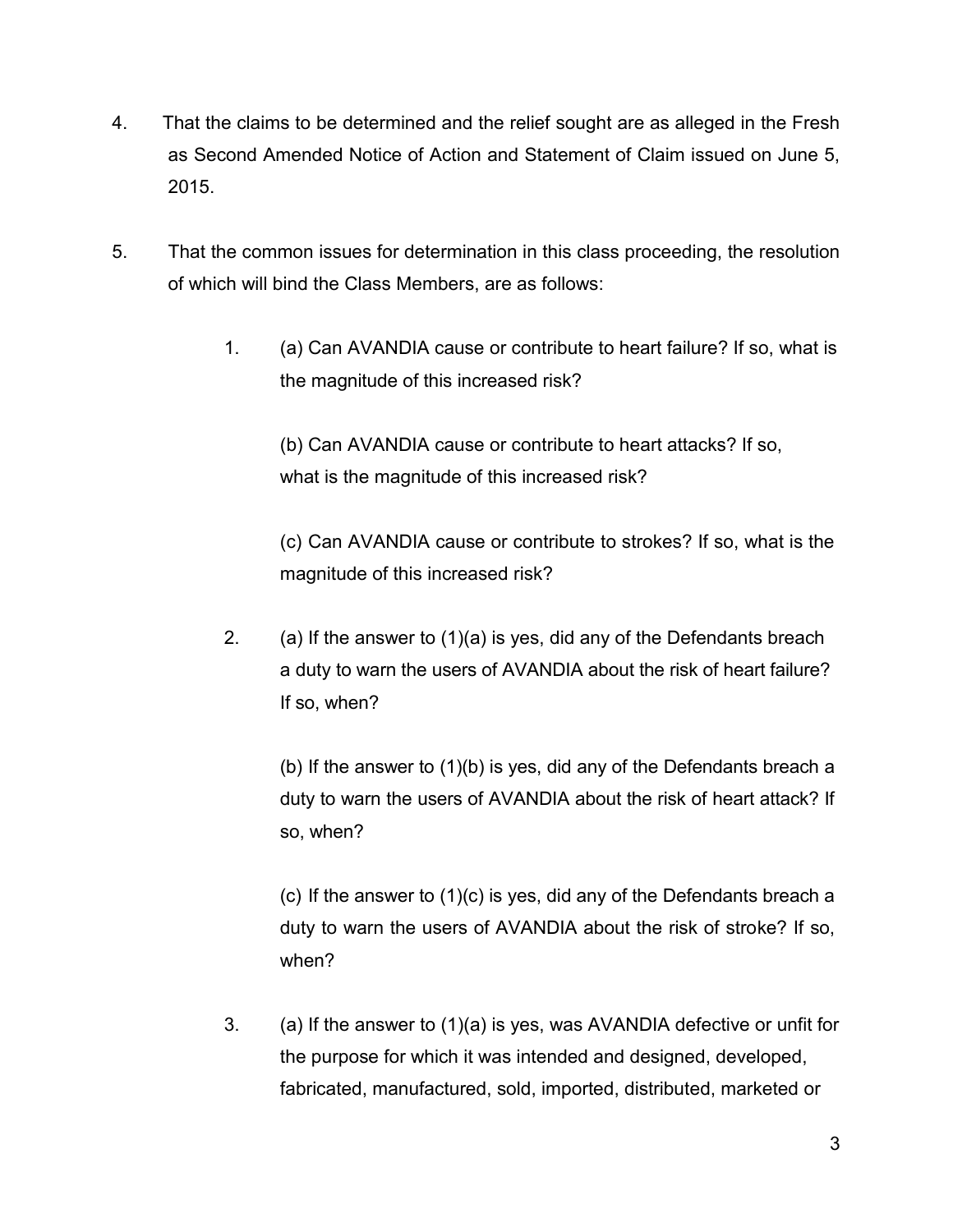4. That the claims to be determined and the relief sought are as alleged in the Fresh as Second Amended Notice of Action and Statement of Claim issued on June 5, 2015.

5. That the common issues for determination in this class proceeding, the resolution of which will bind the Class Members, are as follows:

    1. (a) Can AVANDIA cause or contribute to heart failure? If so, what is the magnitude of this increased risk?

       (b) Can AVANDIA cause or contribute to heart attacks? If so, what is the magnitude of this increased risk?

       (c) Can AVANDIA cause or contribute to strokes? If so, what is the magnitude of this increased risk?

    2. (a) If the answer to (1)(a) is yes, did any of the Defendants breach a duty to warn the users of AVANDIA about the risk of heart failure? If so, when?

       (b) If the answer to (1)(b) is yes, did any of the Defendants breach a duty to warn the users of AVANDIA about the risk of heart attack? If so, when?

       (c) If the answer to (1)(c) is yes, did any of the Defendants breach a duty to warn the users of AVANDIA about the risk of stroke? If so, when?

    3. (a) If the answer to (1)(a) is yes, was AVANDIA defective or unfit for the purpose for which it was intended and designed, developed, fabricated, manufactured, sold, imported, distributed, marketed or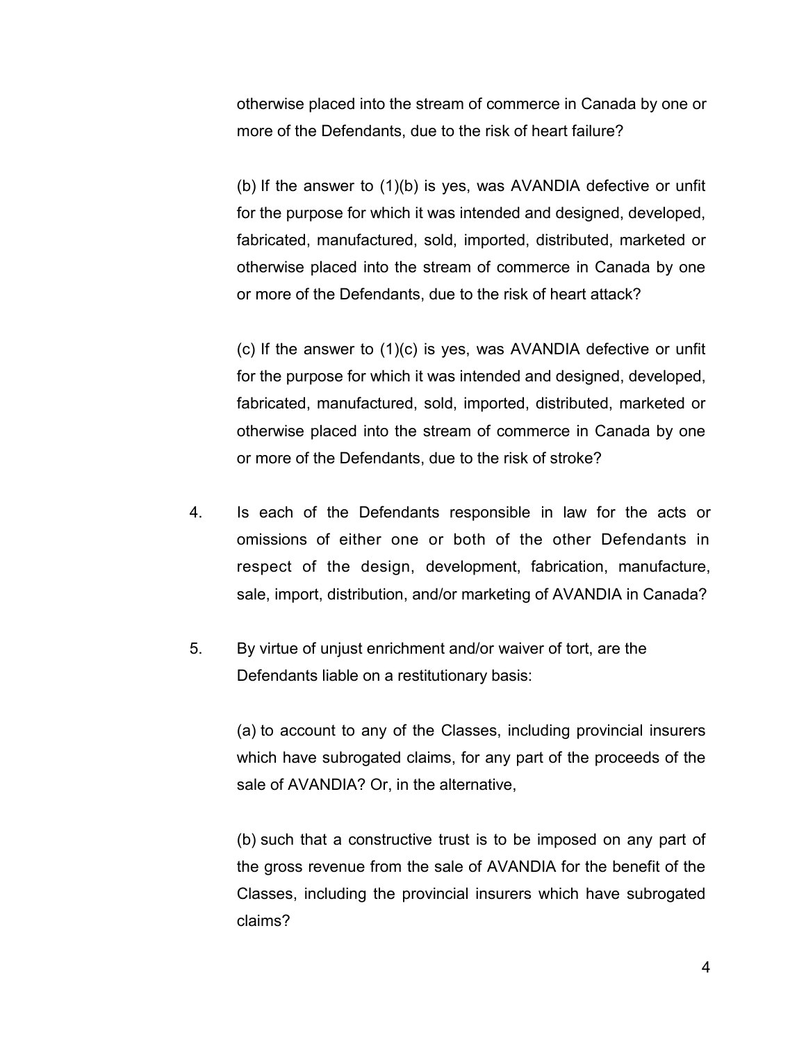otherwise placed into the stream of commerce in Canada by one or more of the Defendants, due to the risk of heart failure?

(b) If the answer to (1)(b) is yes, was AVANDIA defective or unfit for the purpose for which it was intended and designed, developed, fabricated, manufactured, sold, imported, distributed, marketed or otherwise placed into the stream of commerce in Canada by one or more of the Defendants, due to the risk of heart attack?

(c) If the answer to (1)(c) is yes, was AVANDIA defective or unfit for the purpose for which it was intended and designed, developed, fabricated, manufactured, sold, imported, distributed, marketed or otherwise placed into the stream of commerce in Canada by one or more of the Defendants, due to the risk of stroke?

4. Is each of the Defendants responsible in law for the acts or omissions of either one or both of the other Defendants in respect of the design, development, fabrication, manufacture, sale, import, distribution, and/or marketing of AVANDIA in Canada?

5. By virtue of unjust enrichment and/or waiver of tort, are the Defendants liable on a restitutionary basis:

   (a) to account to any of the Classes, including provincial insurers which have subrogated claims, for any part of the proceeds of the sale of AVANDIA? Or, in the alternative,

   (b) such that a constructive trust is to be imposed on any part of the gross revenue from the sale of AVANDIA for the benefit of the Classes, including the provincial insurers which have subrogated claims?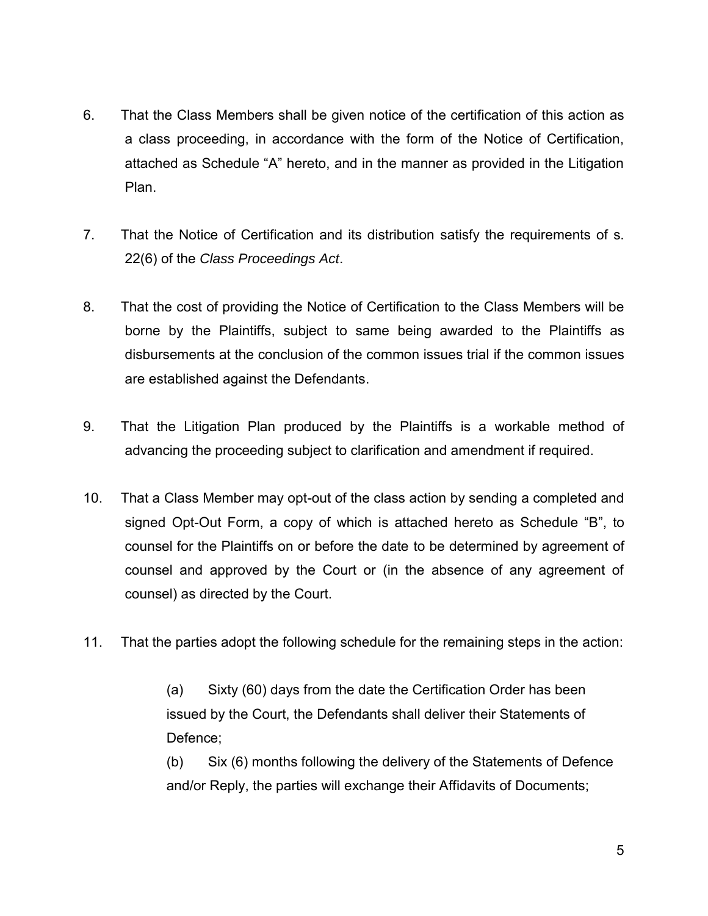6. That the Class Members shall be given notice of the certification of this action as a class proceeding, in accordance with the form of the Notice of Certification, attached as Schedule "A" hereto, and in the manner as provided in the Litigation Plan.

7. That the Notice of Certification and its distribution satisfy the requirements of s. 22(6) of the *Class Proceedings Act*.

8. That the cost of providing the Notice of Certification to the Class Members will be borne by the Plaintiffs, subject to same being awarded to the Plaintiffs as disbursements at the conclusion of the common issues trial if the common issues are established against the Defendants.

9. That the Litigation Plan produced by the Plaintiffs is a workable method of advancing the proceeding subject to clarification and amendment if required.

10. That a Class Member may opt-out of the class action by sending a completed and signed Opt-Out Form, a copy of which is attached hereto as Schedule "B", to counsel for the Plaintiffs on or before the date to be determined by agreement of counsel and approved by the Court or (in the absence of any agreement of counsel) as directed by the Court.

11. That the parties adopt the following schedule for the remaining steps in the action:

    (a) Sixty (60) days from the date the Certification Order has been issued by the Court, the Defendants shall deliver their Statements of Defence;

    (b) Six (6) months following the delivery of the Statements of Defence and/or Reply, the parties will exchange their Affidavits of Documents;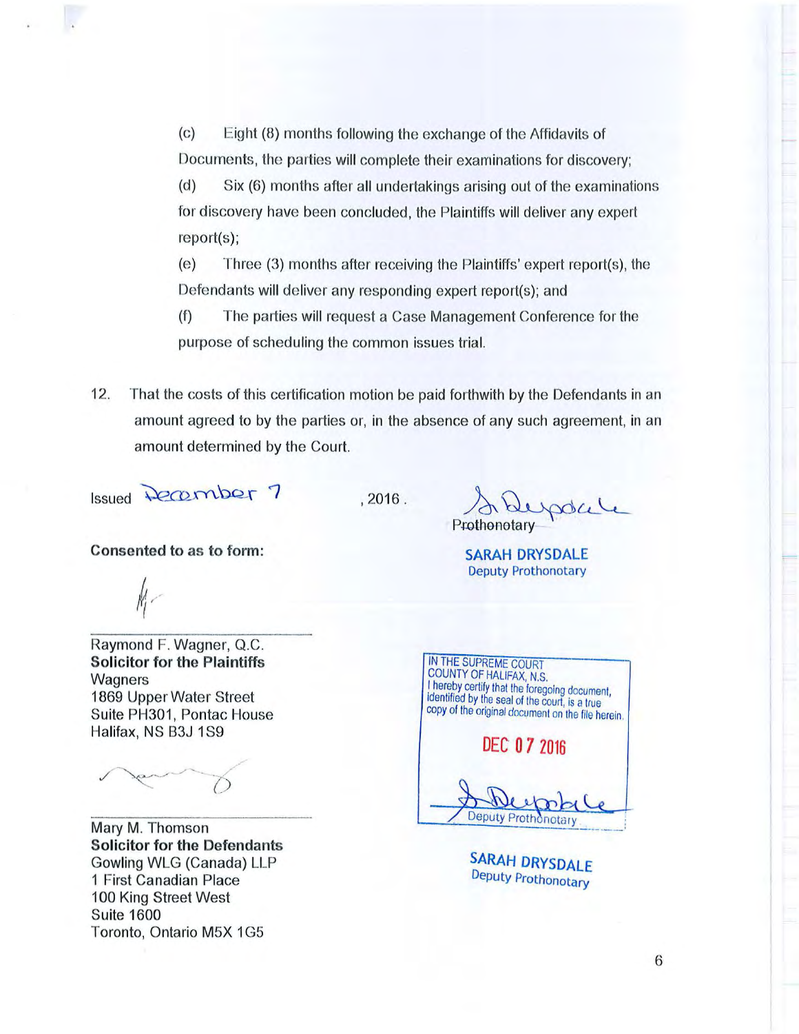(c) Eight (8) months following the exchange of the Affidavits of Documents, the parties will complete their examinations for discovery;

(d) Six (6) months after all undertakings arising out of the examinations for discovery have been concluded, the Plaintiffs will deliver any expert report(s);

(e) Three (3) months after receiving the Plaintiffs' expert report(s), the Defendants will deliver any responding expert report(s); and

(f) The parties will request a Case Management Conference for the purpose of scheduling the common issues trial.

12. That the costs of this certification motion be paid forthwith by the Defendants in an amount agreed to by the parties or, in the absence of any such agreement, in an amount determined by the Court.

Issued December 7, 2016.

Prothonotary

**SARAH DRYSDALE**
Deputy Prothonotary

**Consented to as to form:**

Raymond F. Wagner, Q.C.
**Solicitor for the Plaintiffs**
Wagners
1869 Upper Water Street
Suite PH301, Pontac House
Halifax, NS B3J 1S9

Mary M. Thomson
**Solicitor for the Defendants**
Gowling WLG (Canada) LLP
1 First Canadian Place
100 King Street West
Suite 1600
Toronto, Ontario M5X 1G5

IN THE SUPREME COURT
COUNTY OF HALIFAX, N.S.
I hereby certify that the foregoing document, identified by the seal of the court, is a true copy of the original document on the file herein.

DEC 07 2016

Deputy Prothonotary

**SARAH DRYSDALE**
Deputy Prothonotary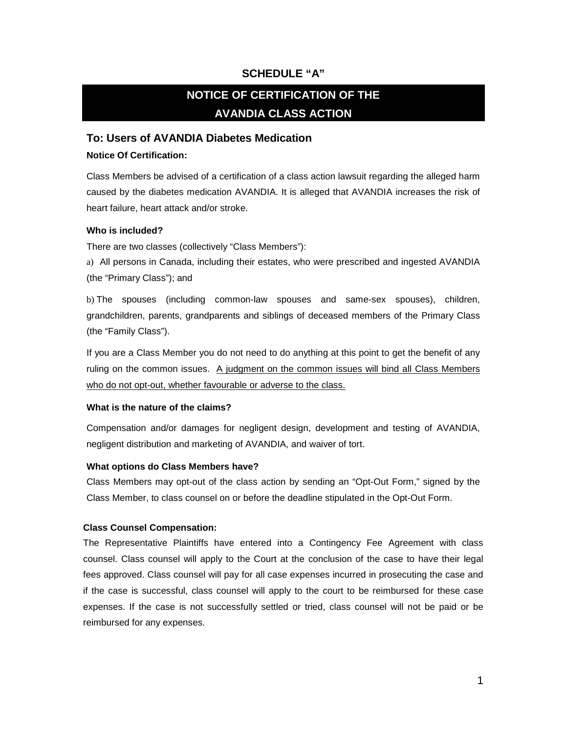# SCHEDULE "A"

## NOTICE OF CERTIFICATION OF THE AVANDIA CLASS ACTION

## To: Users of AVANDIA Diabetes Medication

**Notice Of Certification:**

Class Members be advised of a certification of a class action lawsuit regarding the alleged harm caused by the diabetes medication AVANDIA. It is alleged that AVANDIA increases the risk of heart failure, heart attack and/or stroke.

**Who is included?**

There are two classes (collectively "Class Members"):

a) All persons in Canada, including their estates, who were prescribed and ingested AVANDIA (the "Primary Class"); and

b) The spouses (including common-law spouses and same-sex spouses), children, grandchildren, parents, grandparents and siblings of deceased members of the Primary Class (the "Family Class").

If you are a Class Member you do not need to do anything at this point to get the benefit of any ruling on the common issues. <u>A judgment on the common issues will bind all Class Members who do not opt-out, whether favourable or adverse to the class.</u>

**What is the nature of the claims?**

Compensation and/or damages for negligent design, development and testing of AVANDIA, negligent distribution and marketing of AVANDIA, and waiver of tort.

**What options do Class Members have?**

Class Members may opt-out of the class action by sending an "Opt-Out Form," signed by the Class Member, to class counsel on or before the deadline stipulated in the Opt-Out Form.

**Class Counsel Compensation:**

The Representative Plaintiffs have entered into a Contingency Fee Agreement with class counsel. Class counsel will apply to the Court at the conclusion of the case to have their legal fees approved. Class counsel will pay for all case expenses incurred in prosecuting the case and if the case is successful, class counsel will apply to the court to be reimbursed for these case expenses. If the case is not successfully settled or tried, class counsel will not be paid or be reimbursed for any expenses.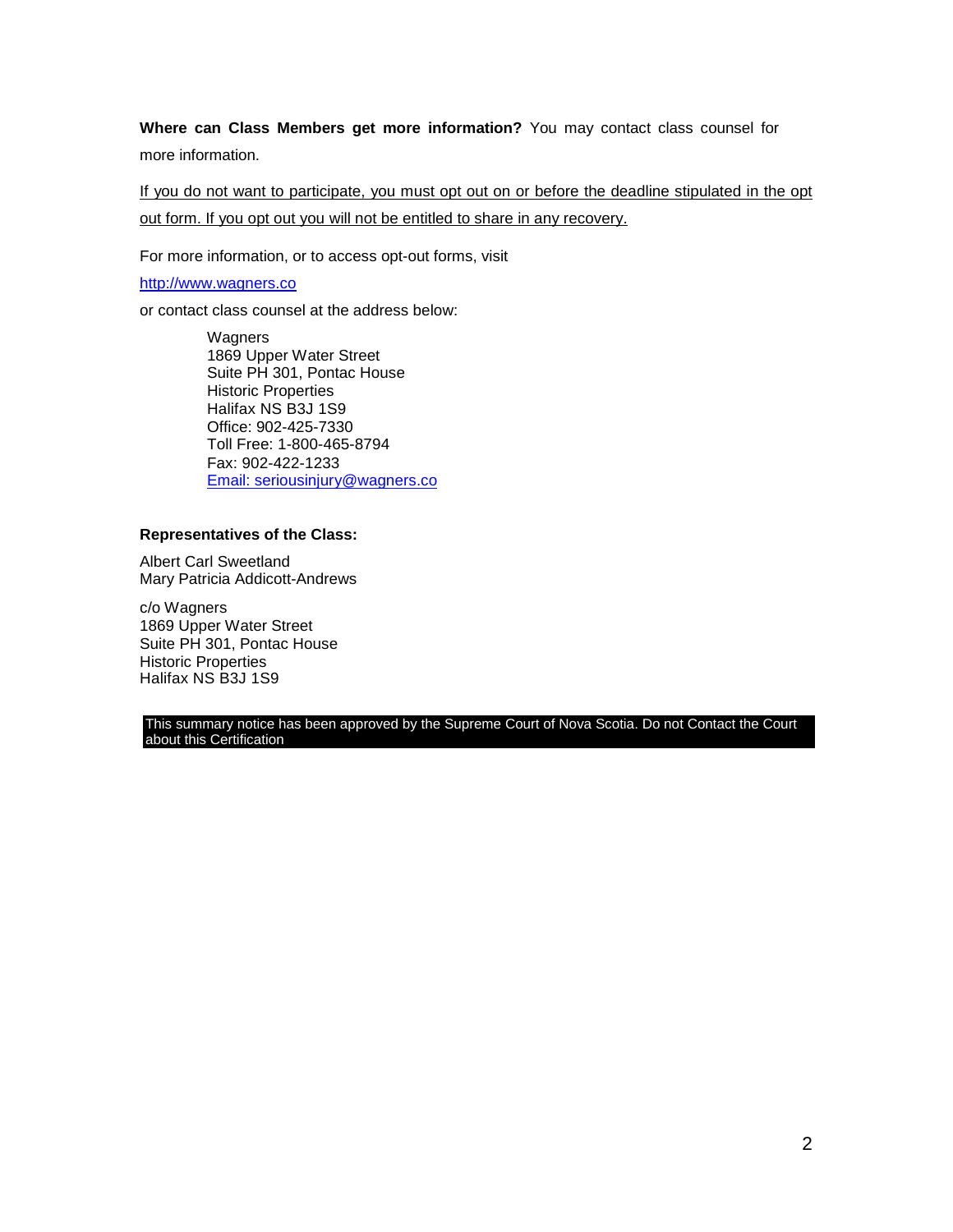**Where can Class Members get more information?** You may contact class counsel for more information.

<u>If you do not want to participate, you must opt out on or before the deadline stipulated in the opt out form. If you opt out you will not be entitled to share in any recovery.</u>

For more information, or to access opt-out forms, visit

http://www.wagners.co

or contact class counsel at the address below:

> Wagners
> 1869 Upper Water Street
> Suite PH 301, Pontac House
> Historic Properties
> Halifax NS B3J 1S9
> Office: 902-425-7330
> Toll Free: 1-800-465-8794
> Fax: 902-422-1233
> Email: seriousinjury@wagners.co

**Representatives of the Class:**

Albert Carl Sweetland
Mary Patricia Addicott-Andrews

c/o Wagners
1869 Upper Water Street
Suite PH 301, Pontac House
Historic Properties
Halifax NS B3J 1S9

This summary notice has been approved by the Supreme Court of Nova Scotia. Do not Contact the Court about this Certification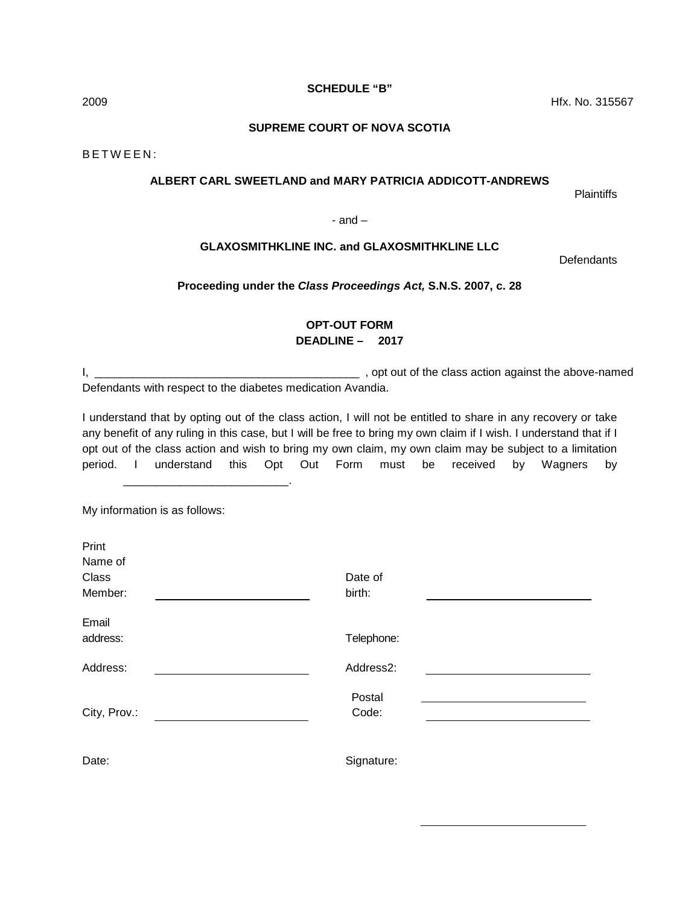**SCHEDULE "B"**

2009 Hfx. No. 315567

**SUPREME COURT OF NOVA SCOTIA**

B E T W E E N:

**ALBERT CARL SWEETLAND and MARY PATRICIA ADDICOTT-ANDREWS**

Plaintiffs

- and –

**GLAXOSMITHKLINE INC. and GLAXOSMITHKLINE LLC**

Defendants

**Proceeding under the *Class Proceedings Act,* S.N.S. 2007, c. 28**

**OPT-OUT FORM**
**DEADLINE – 2017**

I, ________________________________________ , opt out of the class action against the above-named Defendants with respect to the diabetes medication Avandia.

I understand that by opting out of the class action, I will not be entitled to share in any recovery or take any benefit of any ruling in this case, but I will be free to bring my own claim if I wish. I understand that if I opt out of the class action and wish to bring my own claim, my own claim may be subject to a limitation period. I understand this Opt Out Form must be received by Wagners by _________________________.

My information is as follows:

| | | | |
|---|---|---|---|
| Print Name of Class Member: | ______________________ | Date of birth: | ______________________ |
| Email address: | | Telephone: | |
| Address: | ______________________ | Address2: | ______________________ |
| City, Prov.: | ______________________ | Postal Code: | ______________________ |
| Date: | | Signature: | ______________________ |